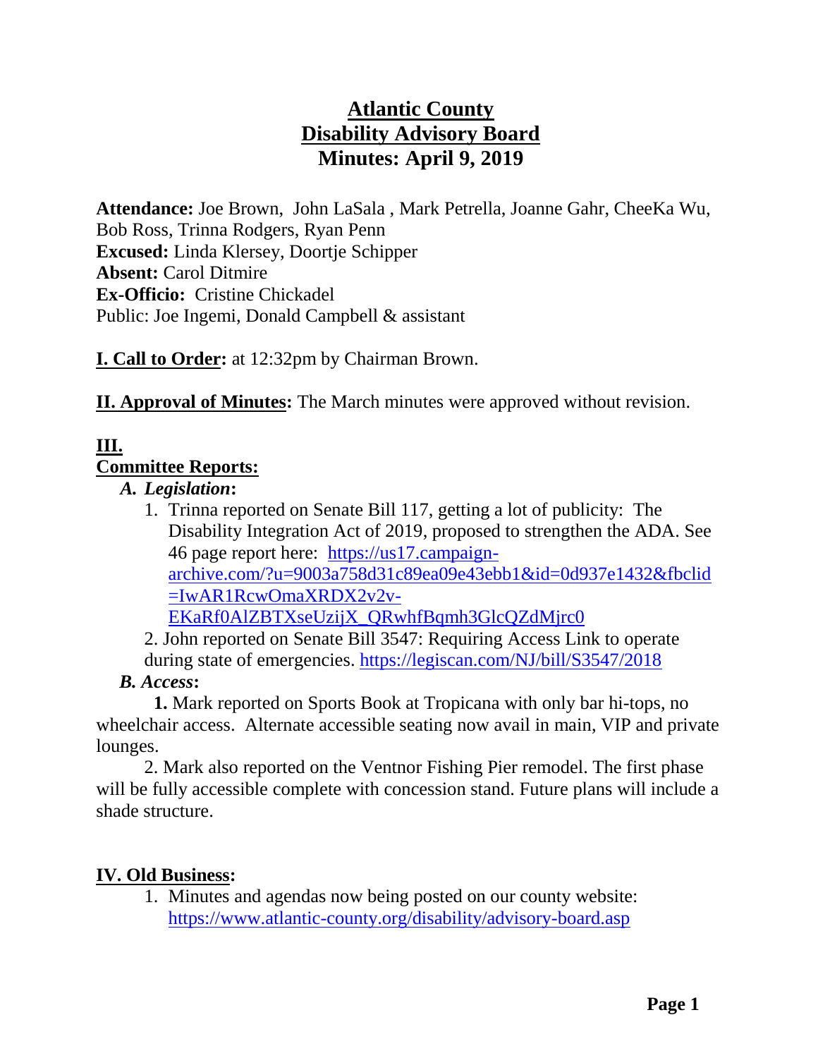# Atlantic County
# Disability Advisory Board
# Minutes: April 9, 2019

**Attendance:** Joe Brown, John LaSala , Mark Petrella, Joanne Gahr, CheeKa Wu, Bob Ross, Trinna Rodgers, Ryan Penn
**Excused:** Linda Klersey, Doortje Schipper
**Absent:** Carol Ditmire
**Ex-Officio:** Cristine Chickadel
Public: Joe Ingemi, Donald Campbell & assistant

**I. Call to Order:** at 12:32pm by Chairman Brown.

**II. Approval of Minutes:** The March minutes were approved without revision.

**III.**
**Committee Reports:**

*A. Legislation*:

1. Trinna reported on Senate Bill 117, getting a lot of publicity: The Disability Integration Act of 2019, proposed to strengthen the ADA. See 46 page report here: https://us17.campaign-archive.com/?u=9003a758d31c89ea09e43ebb1&id=0d937e1432&fbclid=IwAR1RcwOmaXRDX2v2v-EKaRf0AlZBTXseUzijX_QRwhfBqmh3GlcQZdMjrc0

2. John reported on Senate Bill 3547: Requiring Access Link to operate during state of emergencies. https://legiscan.com/NJ/bill/S3547/2018

*B. Access*:

**1.** Mark reported on Sports Book at Tropicana with only bar hi-tops, no wheelchair access. Alternate accessible seating now avail in main, VIP and private lounges.

2. Mark also reported on the Ventnor Fishing Pier remodel. The first phase will be fully accessible complete with concession stand. Future plans will include a shade structure.

**IV. Old Business:**

1. Minutes and agendas now being posted on our county website: https://www.atlantic-county.org/disability/advisory-board.asp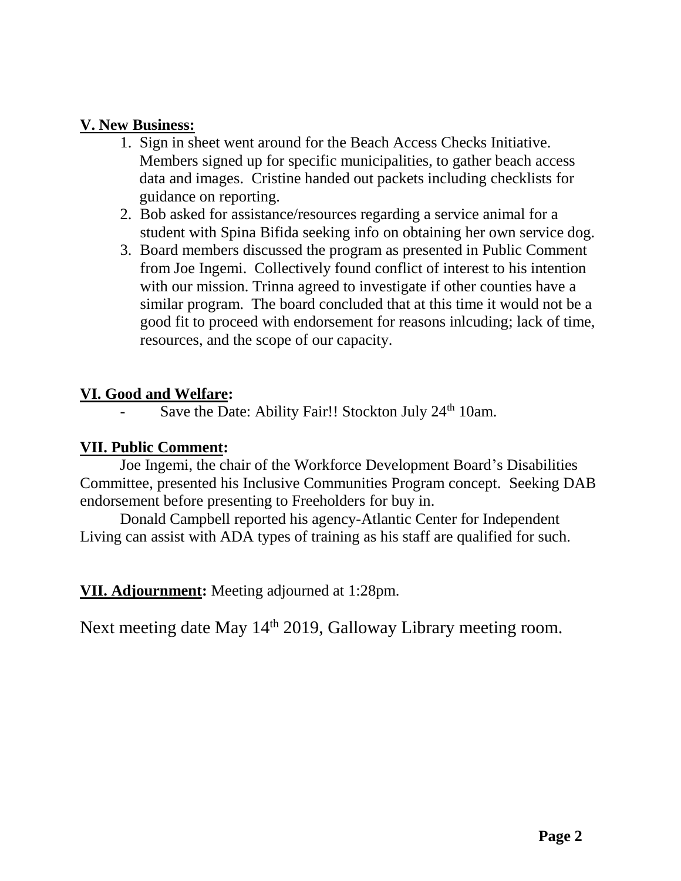**V. New Business:**

1. Sign in sheet went around for the Beach Access Checks Initiative. Members signed up for specific municipalities, to gather beach access data and images. Cristine handed out packets including checklists for guidance on reporting.
2. Bob asked for assistance/resources regarding a service animal for a student with Spina Bifida seeking info on obtaining her own service dog.
3. Board members discussed the program as presented in Public Comment from Joe Ingemi. Collectively found conflict of interest to his intention with our mission. Trinna agreed to investigate if other counties have a similar program. The board concluded that at this time it would not be a good fit to proceed with endorsement for reasons inlcuding; lack of time, resources, and the scope of our capacity.

**VI. Good and Welfare:**

- Save the Date: Ability Fair!! Stockton July 24th 10am.

**VII. Public Comment:**

Joe Ingemi, the chair of the Workforce Development Board's Disabilities Committee, presented his Inclusive Communities Program concept. Seeking DAB endorsement before presenting to Freeholders for buy in.

Donald Campbell reported his agency-Atlantic Center for Independent Living can assist with ADA types of training as his staff are qualified for such.

**VII. Adjournment:** Meeting adjourned at 1:28pm.

Next meeting date May 14th 2019, Galloway Library meeting room.